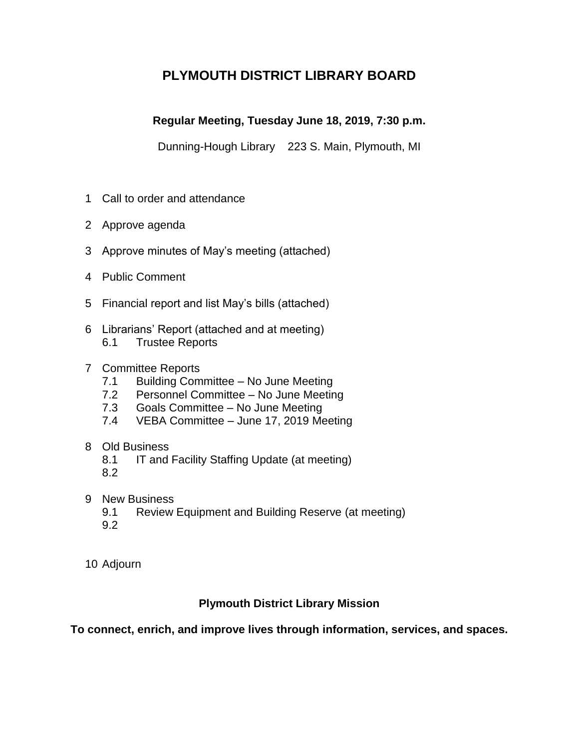# PLYMOUTH DISTRICT LIBRARY BOARD

**Regular Meeting, Tuesday June 18, 2019, 7:30 p.m.**

Dunning-Hough Library 223 S. Main, Plymouth, MI

1 Call to order and attendance

2 Approve agenda

3 Approve minutes of May's meeting (attached)

4 Public Comment

5 Financial report and list May's bills (attached)

6 Librarians' Report (attached and at meeting)
- 6.1 Trustee Reports

7 Committee Reports
- 7.1 Building Committee – No June Meeting
- 7.2 Personnel Committee – No June Meeting
- 7.3 Goals Committee – No June Meeting
- 7.4 VEBA Committee – June 17, 2019 Meeting

8 Old Business
- 8.1 IT and Facility Staffing Update (at meeting)
- 8.2

9 New Business
- 9.1 Review Equipment and Building Reserve (at meeting)
- 9.2

10 Adjourn

**Plymouth District Library Mission**

**To connect, enrich, and improve lives through information, services, and spaces.**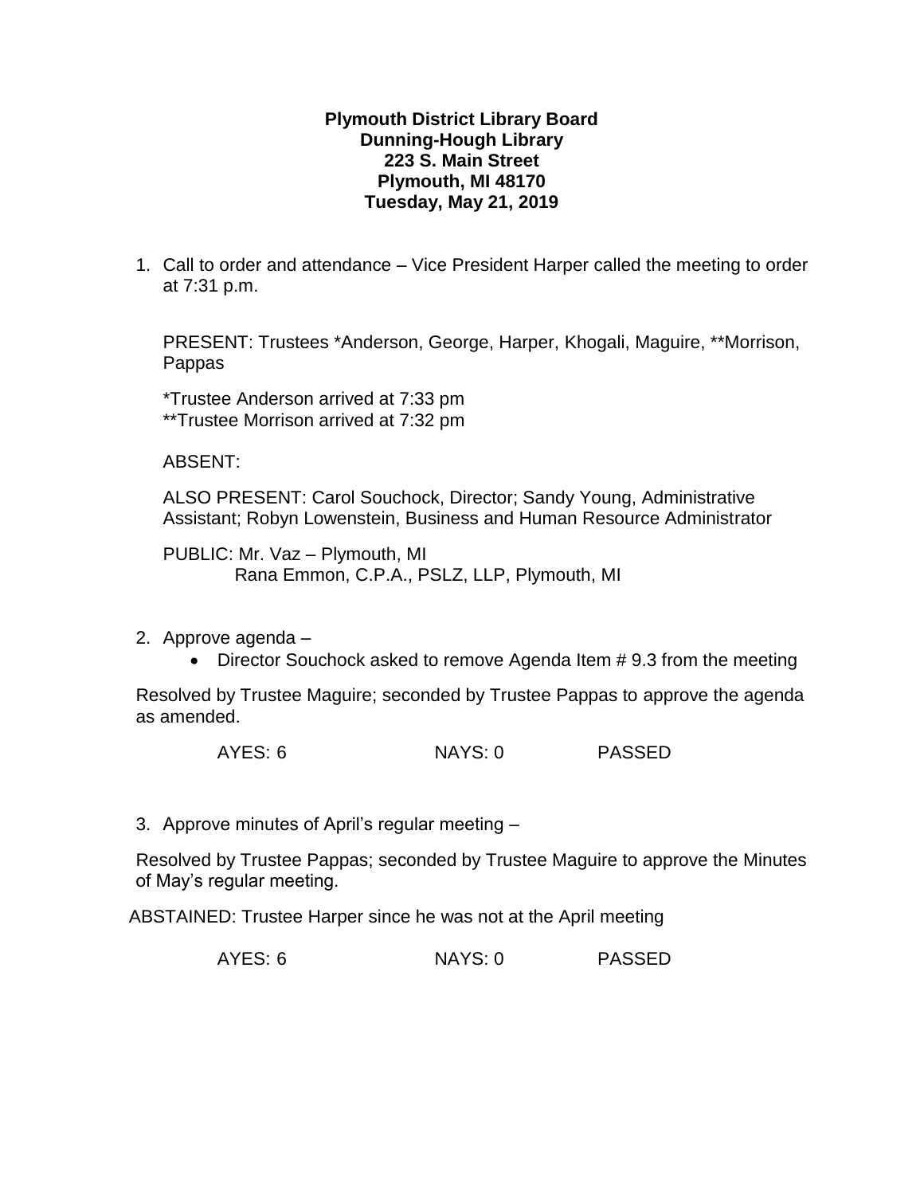**Plymouth District Library Board**
**Dunning-Hough Library**
**223 S. Main Street**
**Plymouth, MI 48170**
**Tuesday, May 21, 2019**

1. Call to order and attendance – Vice President Harper called the meeting to order at 7:31 p.m.

   PRESENT: Trustees *Anderson, George, Harper, Khogali, Maguire, **Morrison, Pappas

   *Trustee Anderson arrived at 7:33 pm
   **Trustee Morrison arrived at 7:32 pm

   ABSENT:

   ALSO PRESENT: Carol Souchock, Director; Sandy Young, Administrative Assistant; Robyn Lowenstein, Business and Human Resource Administrator

   PUBLIC: Mr. Vaz – Plymouth, MI
   Rana Emmon, C.P.A., PSLZ, LLP, Plymouth, MI

2. Approve agenda –
   - Director Souchock asked to remove Agenda Item # 9.3 from the meeting

   Resolved by Trustee Maguire; seconded by Trustee Pappas to approve the agenda as amended.

   AYES: 6 NAYS: 0 PASSED

3. Approve minutes of April's regular meeting –

   Resolved by Trustee Pappas; seconded by Trustee Maguire to approve the Minutes of May's regular meeting.

   ABSTAINED: Trustee Harper since he was not at the April meeting

   AYES: 6 NAYS: 0 PASSED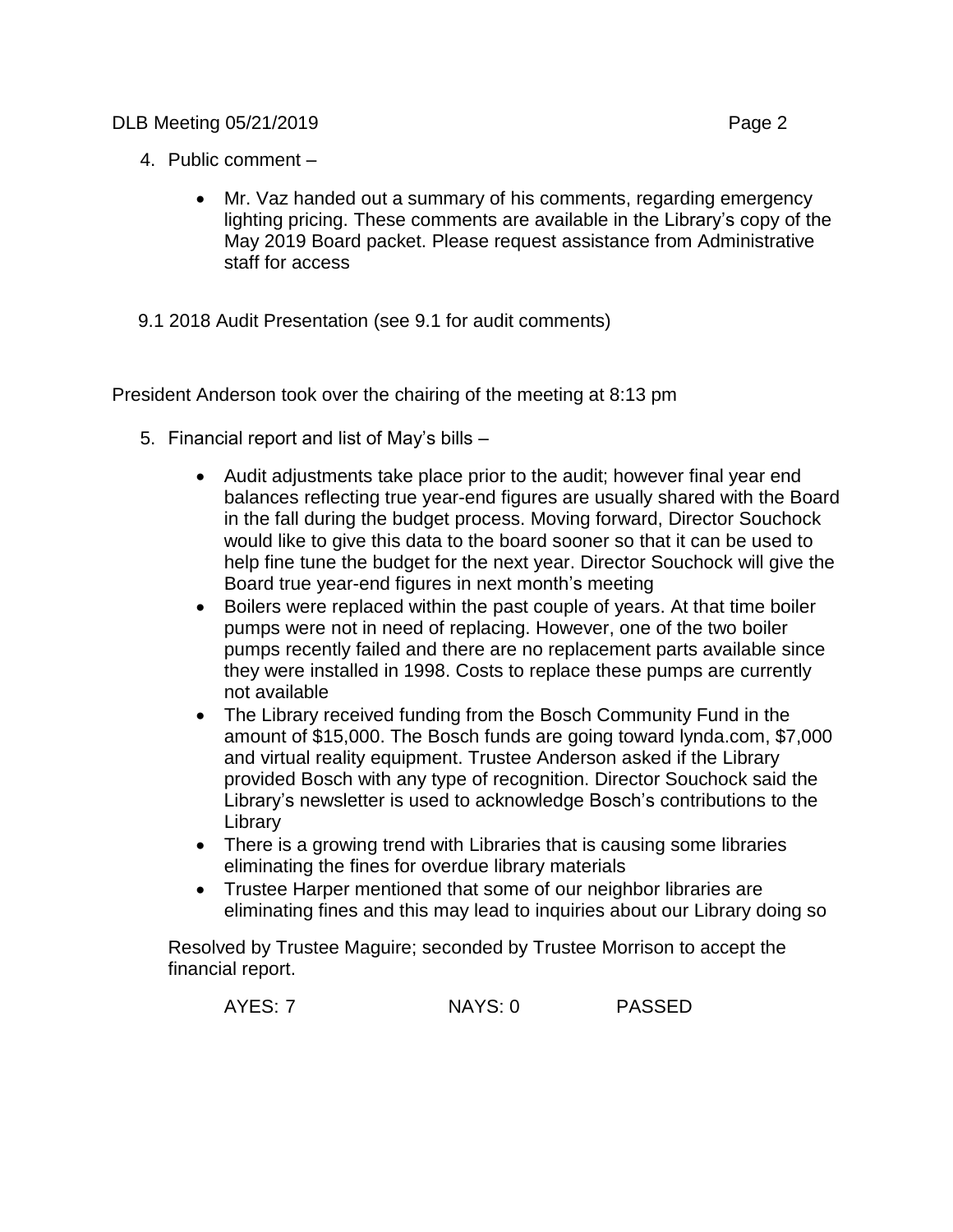4. Public comment –

    - Mr. Vaz handed out a summary of his comments, regarding emergency lighting pricing. These comments are available in the Library's copy of the May 2019 Board packet. Please request assistance from Administrative staff for access

9.1 2018 Audit Presentation (see 9.1 for audit comments)

President Anderson took over the chairing of the meeting at 8:13 pm

5. Financial report and list of May's bills –

    - Audit adjustments take place prior to the audit; however final year end balances reflecting true year-end figures are usually shared with the Board in the fall during the budget process. Moving forward, Director Souchock would like to give this data to the board sooner so that it can be used to help fine tune the budget for the next year. Director Souchock will give the Board true year-end figures in next month's meeting
    - Boilers were replaced within the past couple of years. At that time boiler pumps were not in need of replacing. However, one of the two boiler pumps recently failed and there are no replacement parts available since they were installed in 1998. Costs to replace these pumps are currently not available
    - The Library received funding from the Bosch Community Fund in the amount of $15,000. The Bosch funds are going toward lynda.com, $7,000 and virtual reality equipment. Trustee Anderson asked if the Library provided Bosch with any type of recognition. Director Souchock said the Library's newsletter is used to acknowledge Bosch's contributions to the Library
    - There is a growing trend with Libraries that is causing some libraries eliminating the fines for overdue library materials
    - Trustee Harper mentioned that some of our neighbor libraries are eliminating fines and this may lead to inquiries about our Library doing so

    Resolved by Trustee Maguire; seconded by Trustee Morrison to accept the financial report.

    AYES: 7 NAYS: 0 PASSED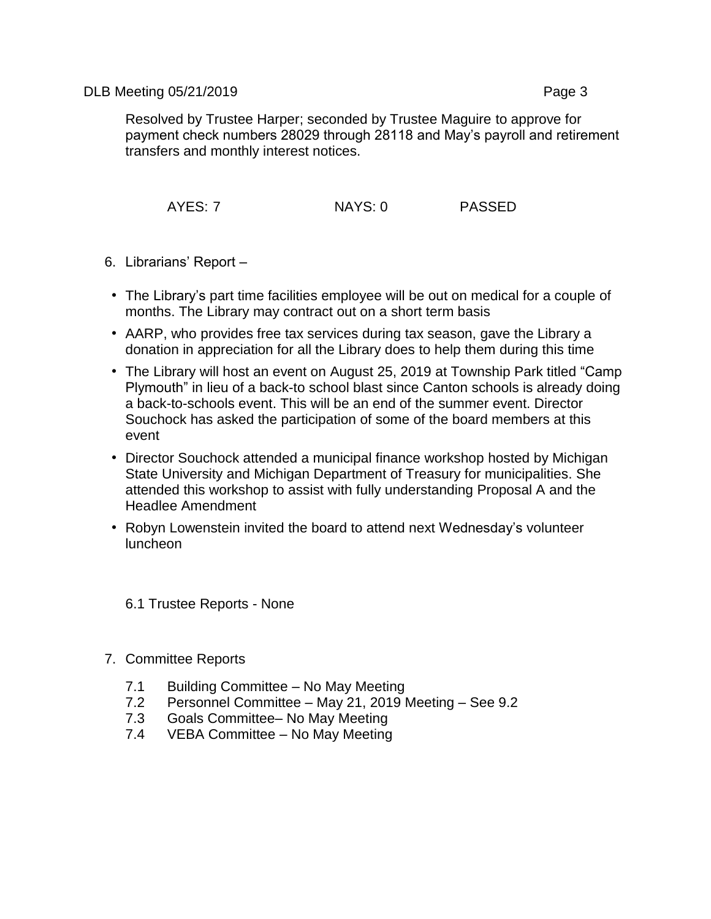Resolved by Trustee Harper; seconded by Trustee Maguire to approve for payment check numbers 28029 through 28118 and May's payroll and retirement transfers and monthly interest notices.

AYES: 7 NAYS: 0 PASSED

6. Librarians' Report –

- The Library's part time facilities employee will be out on medical for a couple of months. The Library may contract out on a short term basis
- AARP, who provides free tax services during tax season, gave the Library a donation in appreciation for all the Library does to help them during this time
- The Library will host an event on August 25, 2019 at Township Park titled "Camp Plymouth" in lieu of a back-to school blast since Canton schools is already doing a back-to-schools event. This will be an end of the summer event. Director Souchock has asked the participation of some of the board members at this event
- Director Souchock attended a municipal finance workshop hosted by Michigan State University and Michigan Department of Treasury for municipalities. She attended this workshop to assist with fully understanding Proposal A and the Headlee Amendment
- Robyn Lowenstein invited the board to attend next Wednesday's volunteer luncheon

6.1 Trustee Reports - None

7. Committee Reports

7.1 Building Committee – No May Meeting
7.2 Personnel Committee – May 21, 2019 Meeting – See 9.2
7.3 Goals Committee– No May Meeting
7.4 VEBA Committee – No May Meeting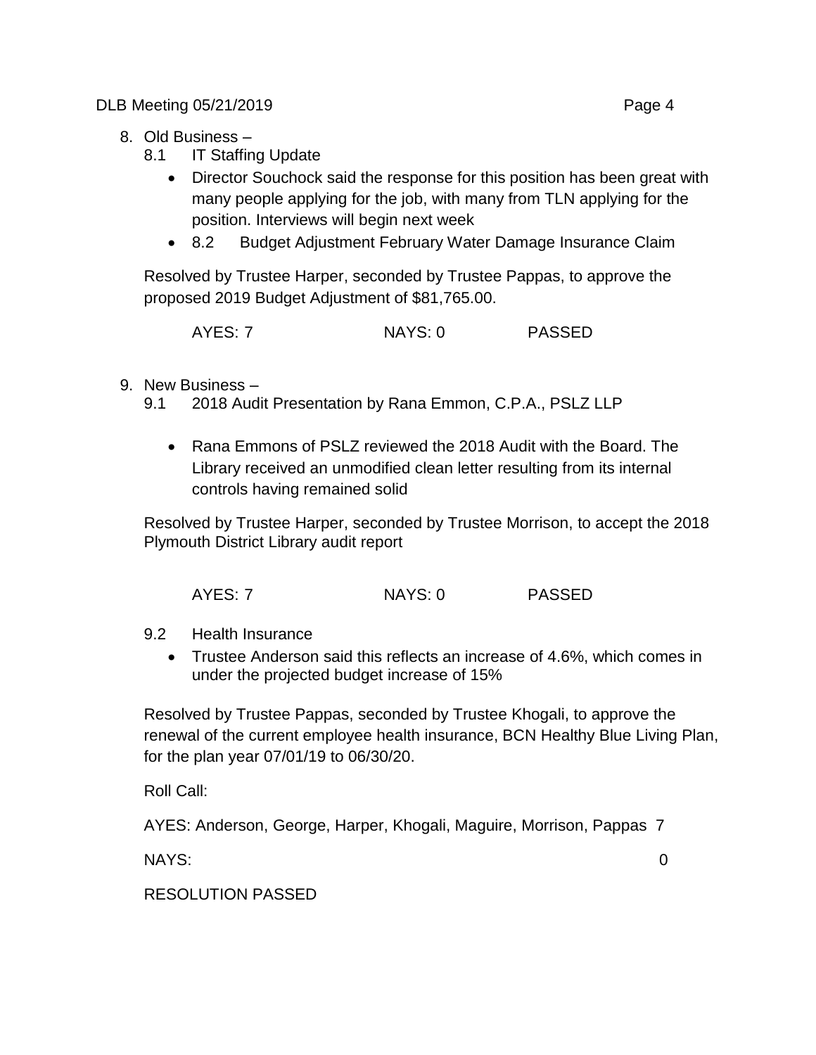8. Old Business –
   8.1 IT Staffing Update
   - Director Souchock said the response for this position has been great with many people applying for the job, with many from TLN applying for the position. Interviews will begin next week
   - 8.2 Budget Adjustment February Water Damage Insurance Claim

   Resolved by Trustee Harper, seconded by Trustee Pappas, to approve the proposed 2019 Budget Adjustment of $81,765.00.

   AYES: 7 NAYS: 0 PASSED

9. New Business –
   9.1 2018 Audit Presentation by Rana Emmon, C.P.A., PSLZ LLP
   - Rana Emmons of PSLZ reviewed the 2018 Audit with the Board. The Library received an unmodified clean letter resulting from its internal controls having remained solid

   Resolved by Trustee Harper, seconded by Trustee Morrison, to accept the 2018 Plymouth District Library audit report

   AYES: 7 NAYS: 0 PASSED

   9.2 Health Insurance
   - Trustee Anderson said this reflects an increase of 4.6%, which comes in under the projected budget increase of 15%

   Resolved by Trustee Pappas, seconded by Trustee Khogali, to approve the renewal of the current employee health insurance, BCN Healthy Blue Living Plan, for the plan year 07/01/19 to 06/30/20.

   Roll Call:

   AYES: Anderson, George, Harper, Khogali, Maguire, Morrison, Pappas 7

   NAYS: 0

   RESOLUTION PASSED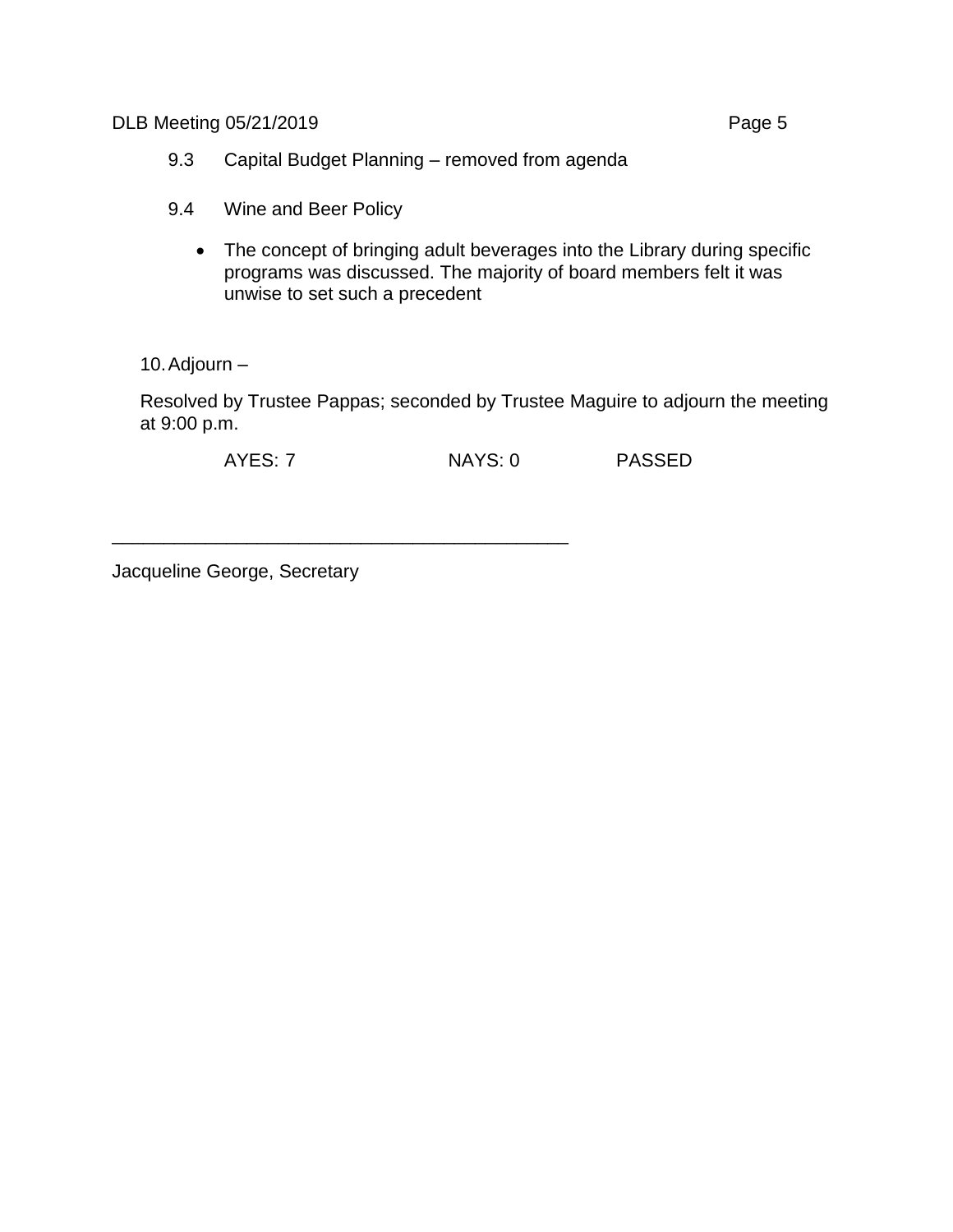9.3 Capital Budget Planning – removed from agenda

9.4 Wine and Beer Policy

- The concept of bringing adult beverages into the Library during specific programs was discussed. The majority of board members felt it was unwise to set such a precedent

10. Adjourn –

Resolved by Trustee Pappas; seconded by Trustee Maguire to adjourn the meeting at 9:00 p.m.

AYES: 7 NAYS: 0 PASSED

\_\_\_\_\_\_\_\_\_\_\_\_\_\_\_\_\_\_\_\_\_\_\_\_\_\_\_\_\_\_\_\_\_\_\_\_\_\_\_\_\_\_\_\_

Jacqueline George, Secretary